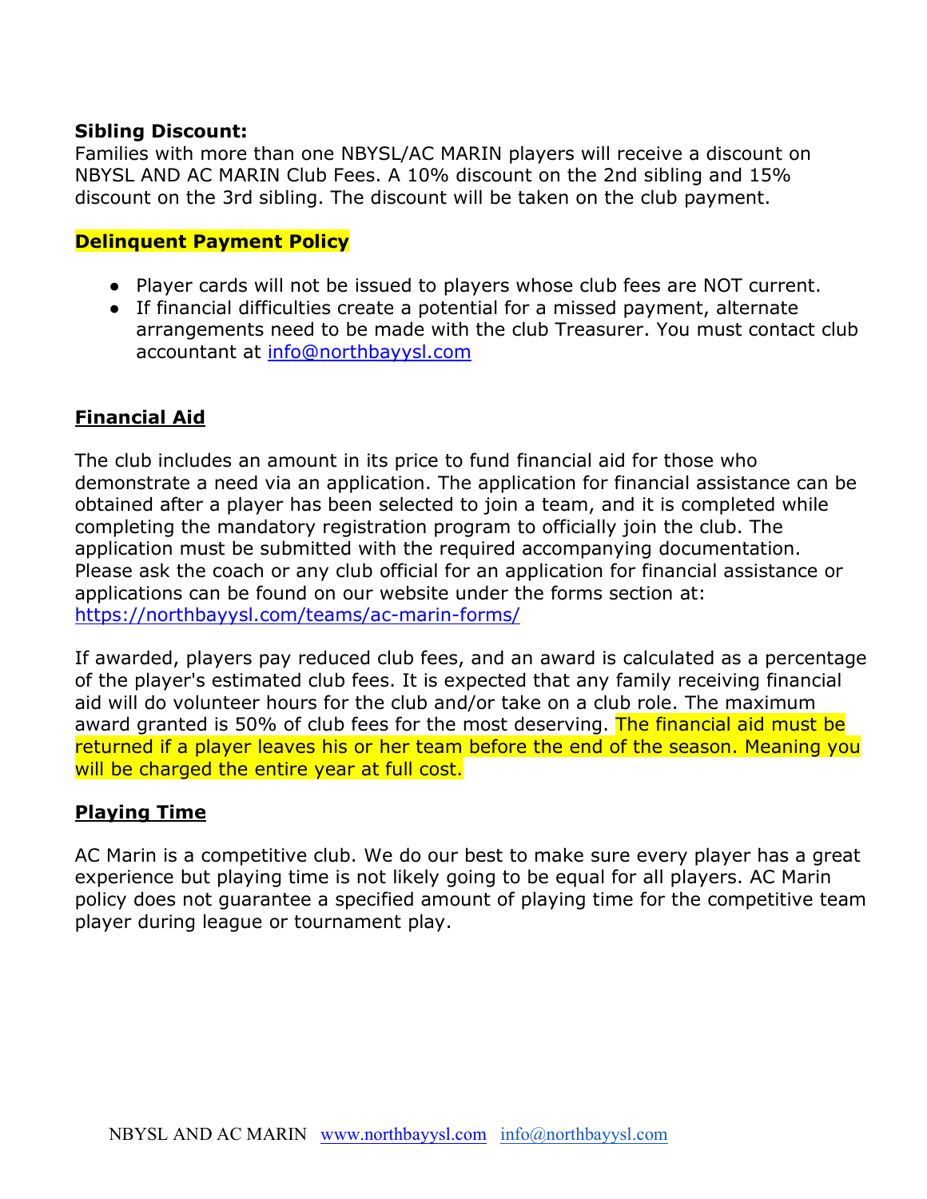**Sibling Discount:**
Families with more than one NBYSL/AC MARIN players will receive a discount on NBYSL AND AC MARIN Club Fees. A 10% discount on the 2nd sibling and 15% discount on the 3rd sibling. The discount will be taken on the club payment.

**Delinquent Payment Policy**

- Player cards will not be issued to players whose club fees are NOT current.
- If financial difficulties create a potential for a missed payment, alternate arrangements need to be made with the club Treasurer. You must contact club accountant at info@northbayysl.com

## Financial Aid

The club includes an amount in its price to fund financial aid for those who demonstrate a need via an application. The application for financial assistance can be obtained after a player has been selected to join a team, and it is completed while completing the mandatory registration program to officially join the club. The application must be submitted with the required accompanying documentation. Please ask the coach or any club official for an application for financial assistance or applications can be found on our website under the forms section at: https://northbayysl.com/teams/ac-marin-forms/

If awarded, players pay reduced club fees, and an award is calculated as a percentage of the player's estimated club fees. It is expected that any family receiving financial aid will do volunteer hours for the club and/or take on a club role. The maximum award granted is 50% of club fees for the most deserving. The financial aid must be returned if a player leaves his or her team before the end of the season. Meaning you will be charged the entire year at full cost.

## Playing Time

AC Marin is a competitive club. We do our best to make sure every player has a great experience but playing time is not likely going to be equal for all players. AC Marin policy does not guarantee a specified amount of playing time for the competitive team player during league or tournament play.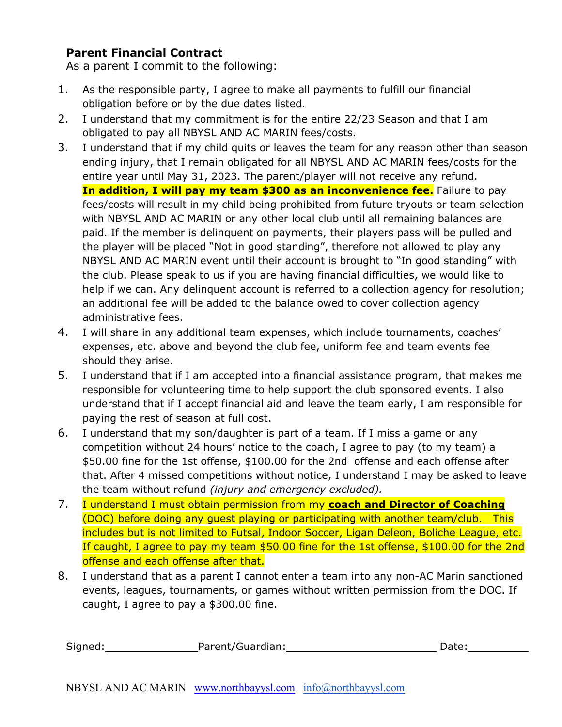**Parent Financial Contract**

As a parent I commit to the following:

1. As the responsible party, I agree to make all payments to fulfill our financial obligation before or by the due dates listed.
2. I understand that my commitment is for the entire 22/23 Season and that I am obligated to pay all NBYSL AND AC MARIN fees/costs.
3. I understand that if my child quits or leaves the team for any reason other than season ending injury, that I remain obligated for all NBYSL AND AC MARIN fees/costs for the entire year until May 31, 2023. The parent/player will not receive any refund. **In addition, I will pay my team $300 as an inconvenience fee.** Failure to pay fees/costs will result in my child being prohibited from future tryouts or team selection with NBYSL AND AC MARIN or any other local club until all remaining balances are paid. If the member is delinquent on payments, their players pass will be pulled and the player will be placed "Not in good standing", therefore not allowed to play any NBYSL AND AC MARIN event until their account is brought to "In good standing" with the club. Please speak to us if you are having financial difficulties, we would like to help if we can. Any delinquent account is referred to a collection agency for resolution; an additional fee will be added to the balance owed to cover collection agency administrative fees.
4. I will share in any additional team expenses, which include tournaments, coaches' expenses, etc. above and beyond the club fee, uniform fee and team events fee should they arise.
5. I understand that if I am accepted into a financial assistance program, that makes me responsible for volunteering time to help support the club sponsored events. I also understand that if I accept financial aid and leave the team early, I am responsible for paying the rest of season at full cost.
6. I understand that my son/daughter is part of a team. If I miss a game or any competition without 24 hours' notice to the coach, I agree to pay (to my team) a $50.00 fine for the 1st offense, $100.00 for the 2nd offense and each offense after that. After 4 missed competitions without notice, I understand I may be asked to leave the team without refund *(injury and emergency excluded).*
7. I understand I must obtain permission from my **coach and Director of Coaching** (DOC) before doing any guest playing or participating with another team/club. This includes but is not limited to Futsal, Indoor Soccer, Ligan Deleon, Boliche League, etc. If caught, I agree to pay my team $50.00 fine for the 1st offense, $100.00 for the 2nd offense and each offense after that.
8. I understand that as a parent I cannot enter a team into any non-AC Marin sanctioned events, leagues, tournaments, or games without written permission from the DOC. If caught, I agree to pay a $300.00 fine.

Signed:_______________ Parent/Guardian:________________________ Date:__________

NBYSL AND AC MARIN www.northbayysl.com info@northbayysl.com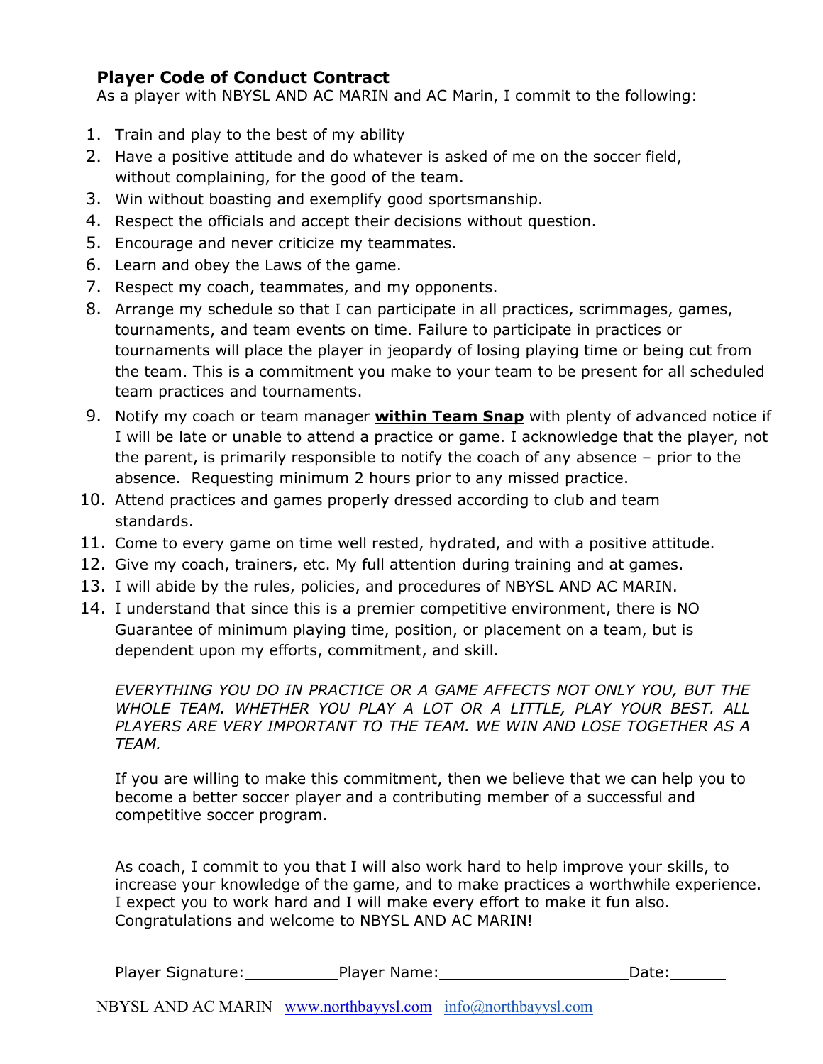## Player Code of Conduct Contract

As a player with NBYSL AND AC MARIN and AC Marin, I commit to the following:

1. Train and play to the best of my ability
2. Have a positive attitude and do whatever is asked of me on the soccer field, without complaining, for the good of the team.
3. Win without boasting and exemplify good sportsmanship.
4. Respect the officials and accept their decisions without question.
5. Encourage and never criticize my teammates.
6. Learn and obey the Laws of the game.
7. Respect my coach, teammates, and my opponents.
8. Arrange my schedule so that I can participate in all practices, scrimmages, games, tournaments, and team events on time. Failure to participate in practices or tournaments will place the player in jeopardy of losing playing time or being cut from the team. This is a commitment you make to your team to be present for all scheduled team practices and tournaments.
9. Notify my coach or team manager **within Team Snap** with plenty of advanced notice if I will be late or unable to attend a practice or game. I acknowledge that the player, not the parent, is primarily responsible to notify the coach of any absence – prior to the absence. Requesting minimum 2 hours prior to any missed practice.
10. Attend practices and games properly dressed according to club and team standards.
11. Come to every game on time well rested, hydrated, and with a positive attitude.
12. Give my coach, trainers, etc. My full attention during training and at games.
13. I will abide by the rules, policies, and procedures of NBYSL AND AC MARIN.
14. I understand that since this is a premier competitive environment, there is NO Guarantee of minimum playing time, position, or placement on a team, but is dependent upon my efforts, commitment, and skill.

*EVERYTHING YOU DO IN PRACTICE OR A GAME AFFECTS NOT ONLY YOU, BUT THE WHOLE TEAM. WHETHER YOU PLAY A LOT OR A LITTLE, PLAY YOUR BEST. ALL PLAYERS ARE VERY IMPORTANT TO THE TEAM. WE WIN AND LOSE TOGETHER AS A TEAM.*

If you are willing to make this commitment, then we believe that we can help you to become a better soccer player and a contributing member of a successful and competitive soccer program.

As coach, I commit to you that I will also work hard to help improve your skills, to increase your knowledge of the game, and to make practices a worthwhile experience. I expect you to work hard and I will make every effort to make it fun also. Congratulations and welcome to NBYSL AND AC MARIN!

Player Signature:__________ Player Name:____________________ Date:______

NBYSL AND AC MARIN www.northbayysl.com info@northbayysl.com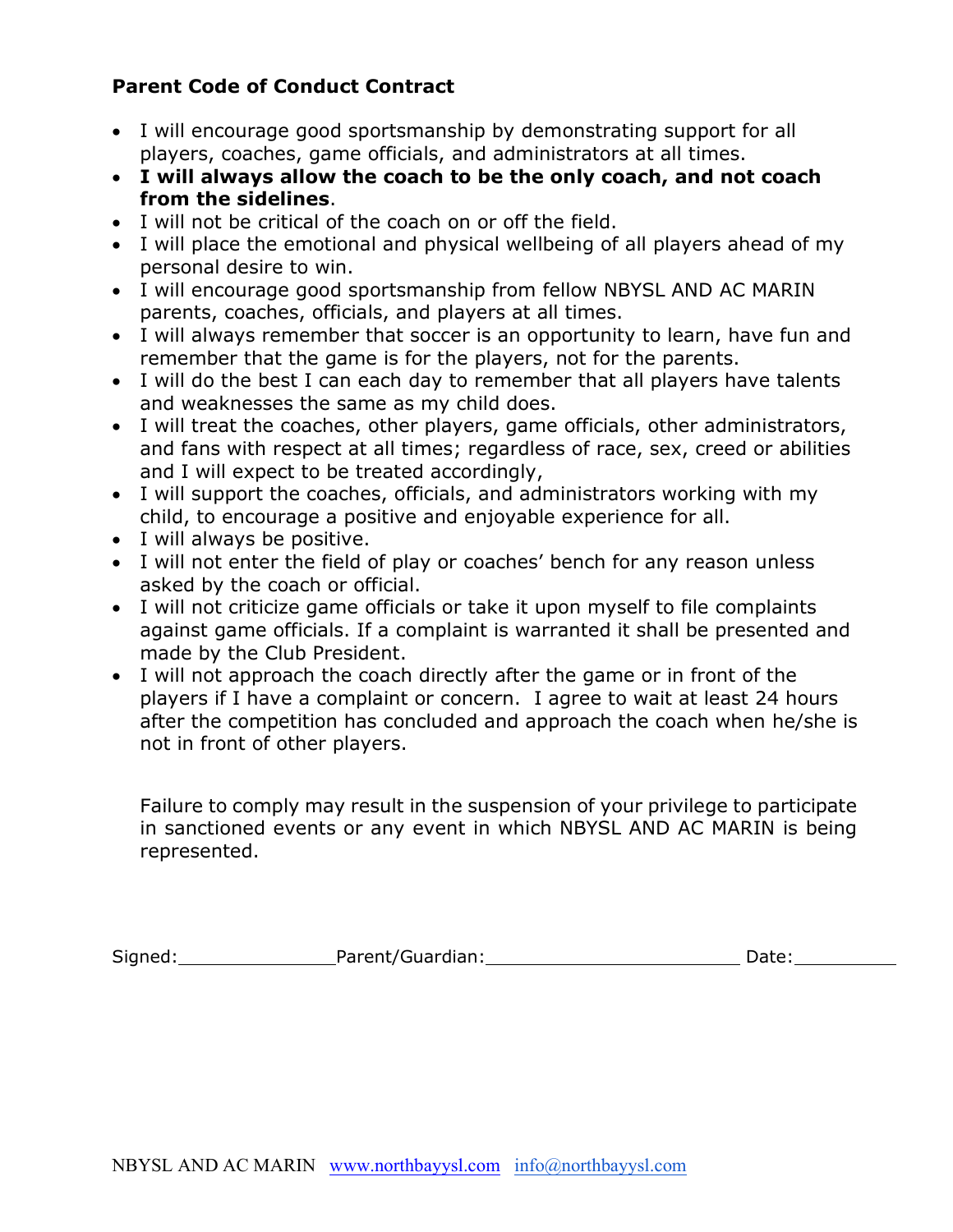**Parent Code of Conduct Contract**

- I will encourage good sportsmanship by demonstrating support for all players, coaches, game officials, and administrators at all times.
- **I will always allow the coach to be the only coach, and not coach from the sidelines**.
- I will not be critical of the coach on or off the field.
- I will place the emotional and physical wellbeing of all players ahead of my personal desire to win.
- I will encourage good sportsmanship from fellow NBYSL AND AC MARIN parents, coaches, officials, and players at all times.
- I will always remember that soccer is an opportunity to learn, have fun and remember that the game is for the players, not for the parents.
- I will do the best I can each day to remember that all players have talents and weaknesses the same as my child does.
- I will treat the coaches, other players, game officials, other administrators, and fans with respect at all times; regardless of race, sex, creed or abilities and I will expect to be treated accordingly,
- I will support the coaches, officials, and administrators working with my child, to encourage a positive and enjoyable experience for all.
- I will always be positive.
- I will not enter the field of play or coaches' bench for any reason unless asked by the coach or official.
- I will not criticize game officials or take it upon myself to file complaints against game officials. If a complaint is warranted it shall be presented and made by the Club President.
- I will not approach the coach directly after the game or in front of the players if I have a complaint or concern. I agree to wait at least 24 hours after the competition has concluded and approach the coach when he/she is not in front of other players.

Failure to comply may result in the suspension of your privilege to participate in sanctioned events or any event in which NBYSL AND AC MARIN is being represented.

Signed:______________ Parent/Guardian:______________________ Date:__________

NBYSL AND AC MARIN [www.northbayysl.com](http://www.northbayysl.com) [info@northbayysl.com](mailto:info@northbayysl.com)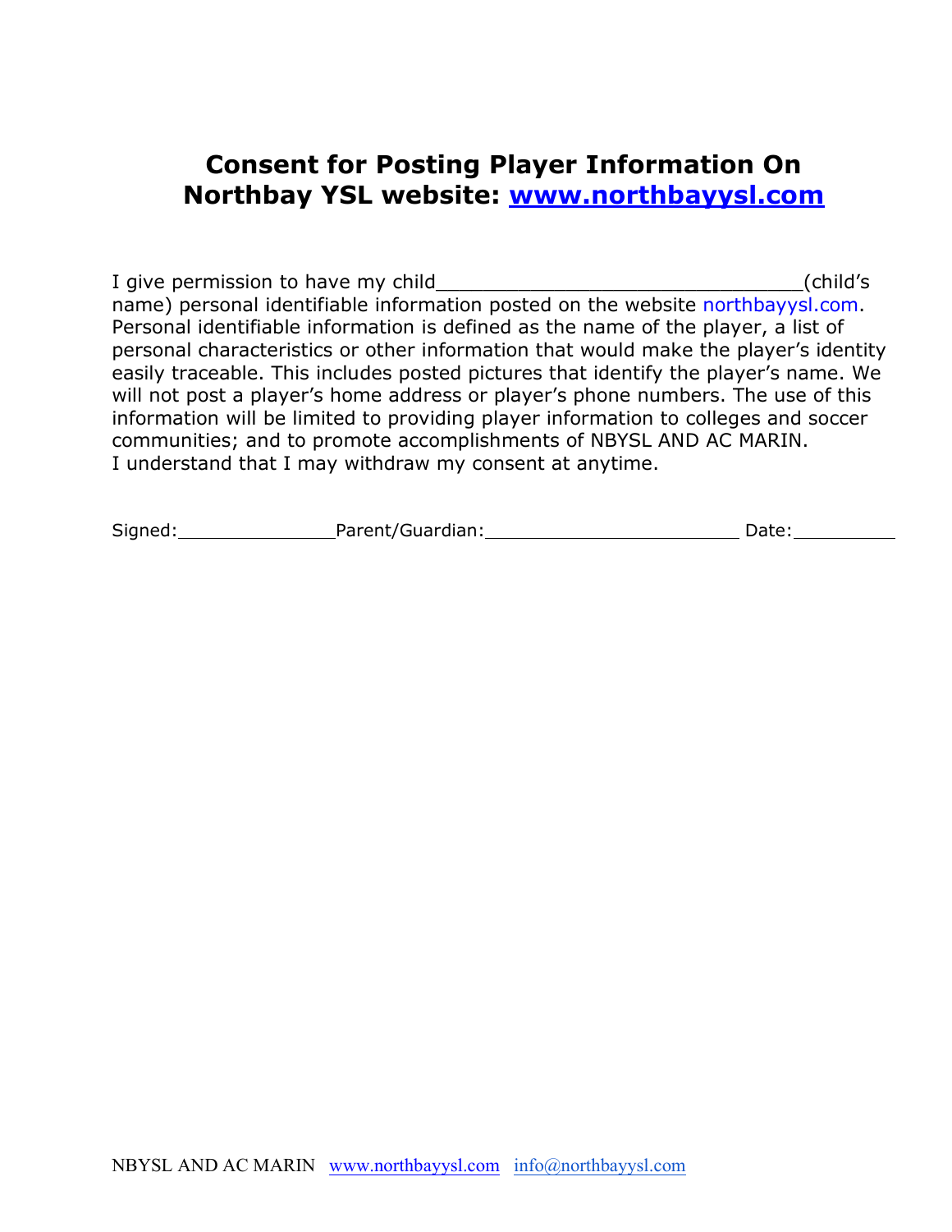# Consent for Posting Player Information On Northbay YSL website: [www.northbayysl.com](http://www.northbayysl.com)

I give permission to have my child_______________________________(child's name) personal identifiable information posted on the website northbayysl.com. Personal identifiable information is defined as the name of the player, a list of personal characteristics or other information that would make the player's identity easily traceable. This includes posted pictures that identify the player's name. We will not post a player's home address or player's phone numbers. The use of this information will be limited to providing player information to colleges and soccer communities; and to promote accomplishments of NBYSL AND AC MARIN.
I understand that I may withdraw my consent at anytime.

Signed:_____________ Parent/Guardian:______________________ Date:_________

NBYSL AND AC MARIN [www.northbayysl.com](http://www.northbayysl.com) [info@northbayysl.com](mailto:info@northbayysl.com)